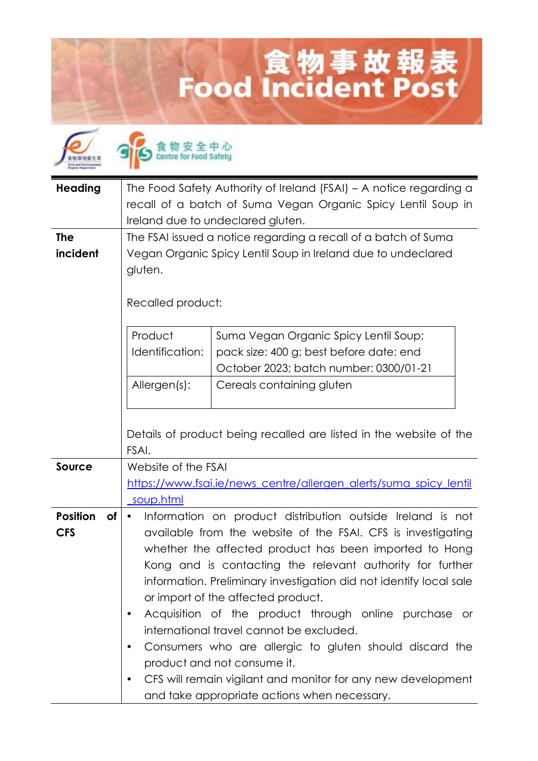# 食物事故報表
# Food Incident Post

食物安全中心
Centre for Food Safety

| | |
|---|---|
| **Heading** | The Food Safety Authority of Ireland (FSAI) – A notice regarding a recall of a batch of Suma Vegan Organic Spicy Lentil Soup in Ireland due to undeclared gluten. |
| **The incident** | The FSAI issued a notice regarding a recall of a batch of Suma Vegan Organic Spicy Lentil Soup in Ireland due to undeclared gluten.<br><br>Recalled product:<br><br>Product Identification: Suma Vegan Organic Spicy Lentil Soup; pack size: 400 g; best before date: end October 2023; batch number: 0300/01-21<br><br>Allergen(s): Cereals containing gluten<br><br>Details of product being recalled are listed in the website of the FSAI. |
| **Source** | Website of the FSAI<br>https://www.fsai.ie/news_centre/allergen_alerts/suma_spicy_lentil_soup.html |
| **Position of CFS** | • Information on product distribution outside Ireland is not available from the website of the FSAI. CFS is investigating whether the affected product has been imported to Hong Kong and is contacting the relevant authority for further information. Preliminary investigation did not identify local sale or import of the affected product.<br>• Acquisition of the product through online purchase or international travel cannot be excluded.<br>• Consumers who are allergic to gluten should discard the product and not consume it.<br>• CFS will remain vigilant and monitor for any new development and take appropriate actions when necessary. |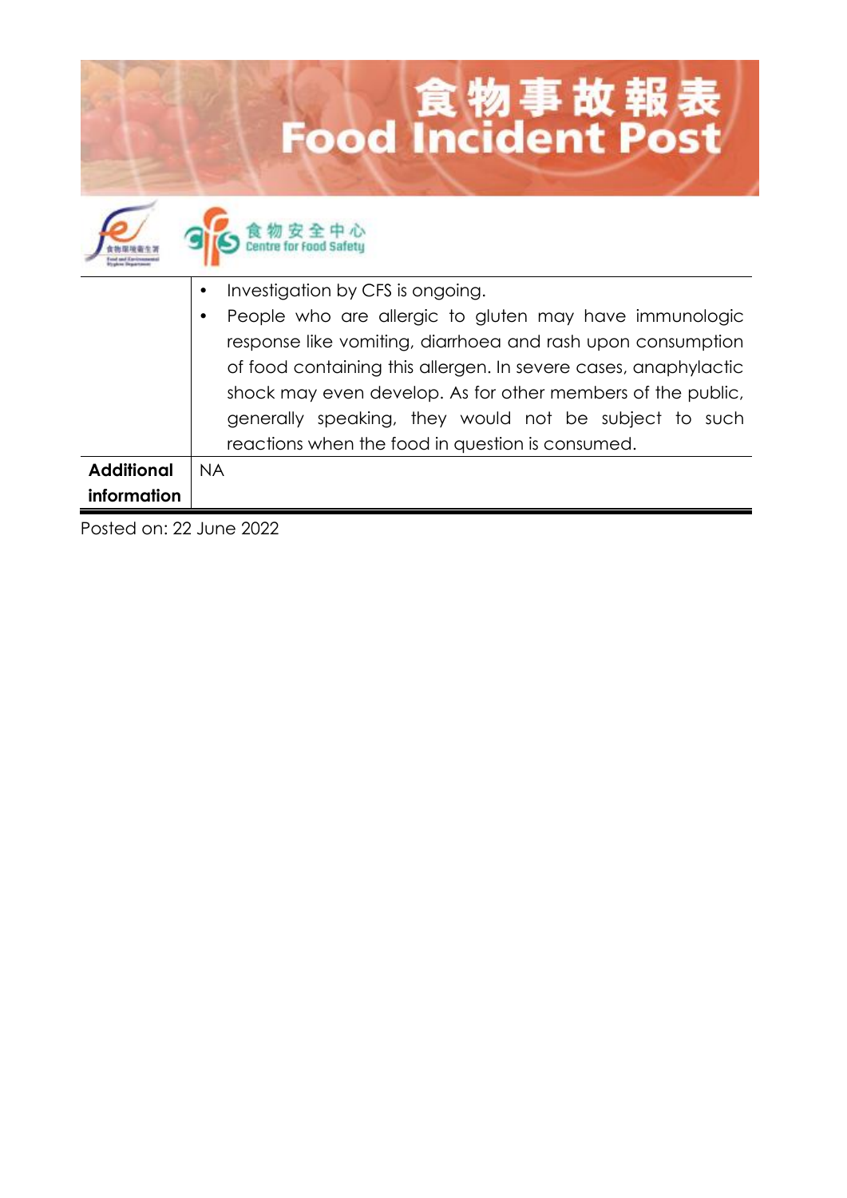# 食物事故報表
# Food Incident Post

食物安全中心 Centre for Food Safety

| | |
|---|---|
| | • Investigation by CFS is ongoing.<br>• People who are allergic to gluten may have immunologic response like vomiting, diarrhoea and rash upon consumption of food containing this allergen. In severe cases, anaphylactic shock may even develop. As for other members of the public, generally speaking, they would not be subject to such reactions when the food in question is consumed. |
| **Additional information** | NA |

Posted on: 22 June 2022